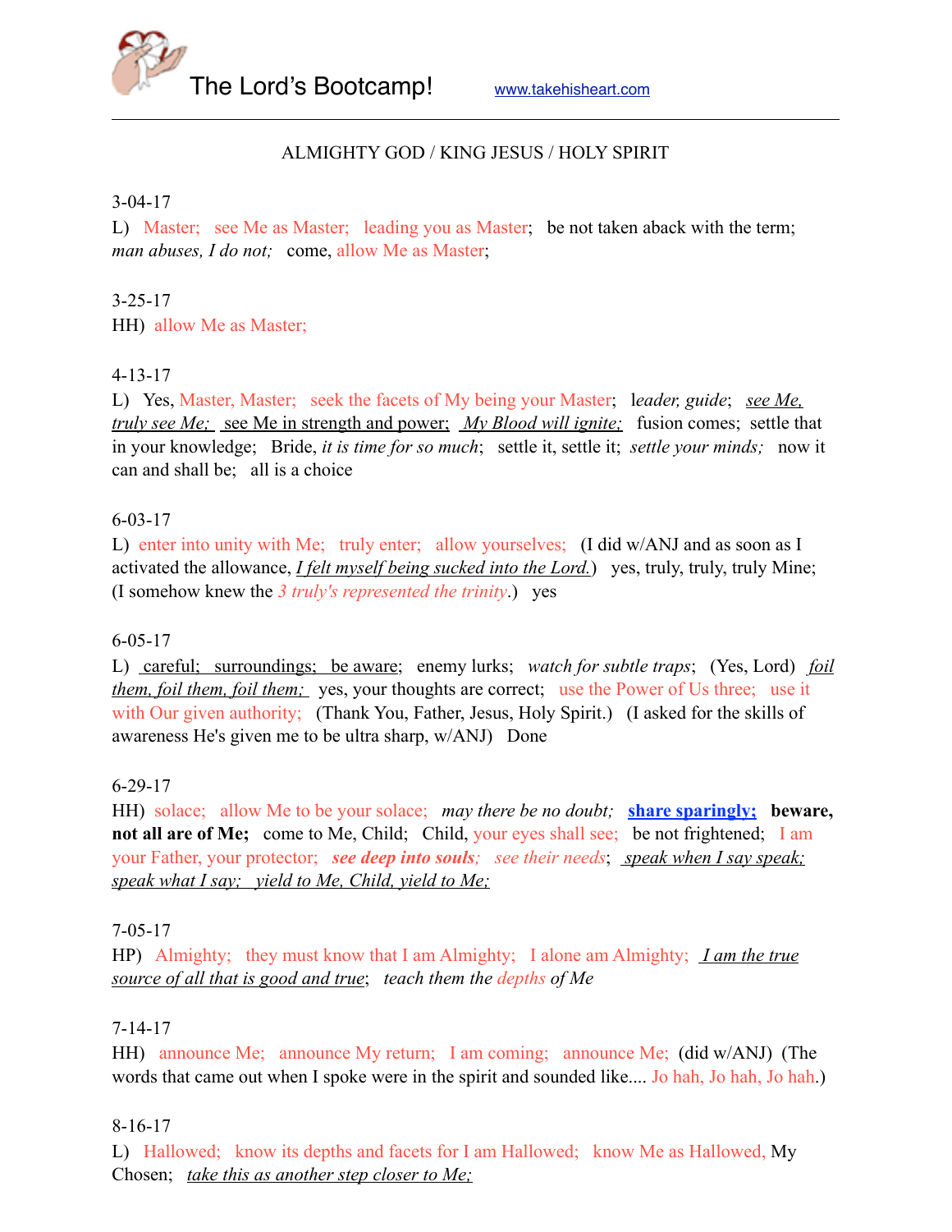# The Lord's Bootcamp!

www.takehisheart.com

---

ALMIGHTY GOD / KING JESUS / HOLY SPIRIT

3-04-17

L) Master; see Me as Master; leading you as Master; be not taken aback with the term; *man abuses, I do not;* come, allow Me as Master;

3-25-17

HH) allow Me as Master;

4-13-17

L) Yes, Master, Master; seek the facets of My being your Master; l*eader, guide*; *see Me, truly see Me;* see Me in strength and power; *My Blood will ignite;* fusion comes; settle that in your knowledge; Bride, *it is time for so much*; settle it, settle it; *settle your minds;* now it can and shall be; all is a choice

6-03-17

L) enter into unity with Me; truly enter; allow yourselves; (I did w/ANJ and as soon as I activated the allowance, *I felt myself being sucked into the Lord.*) yes, truly, truly, truly Mine; (I somehow knew the *3 truly's represented the trinity*.) yes

6-05-17

L) careful; surroundings; be aware; enemy lurks; *watch for subtle traps*; (Yes, Lord) *foil them, foil them, foil them;* yes, your thoughts are correct; use the Power of Us three; use it with Our given authority; (Thank You, Father, Jesus, Holy Spirit.) (I asked for the skills of awareness He's given me to be ultra sharp, w/ANJ) Done

6-29-17

HH) solace; allow Me to be your solace; *may there be no doubt;* **share sparingly;** **beware, not all are of Me;** come to Me, Child; Child, your eyes shall see; be not frightened; I am your Father, your protector; ***see deep into souls****;* *see their needs*; *speak when I say speak; speak what I say; yield to Me, Child, yield to Me;*

7-05-17

HP) Almighty; they must know that I am Almighty; I alone am Almighty; *I am the true source of all that is good and true*; *teach them the depths of Me*

7-14-17

HH) announce Me; announce My return; I am coming; announce Me; (did w/ANJ) (The words that came out when I spoke were in the spirit and sounded like.... Jo hah, Jo hah, Jo hah.)

8-16-17

L) Hallowed; know its depths and facets for I am Hallowed; know Me as Hallowed, My Chosen; *take this as another step closer to Me;*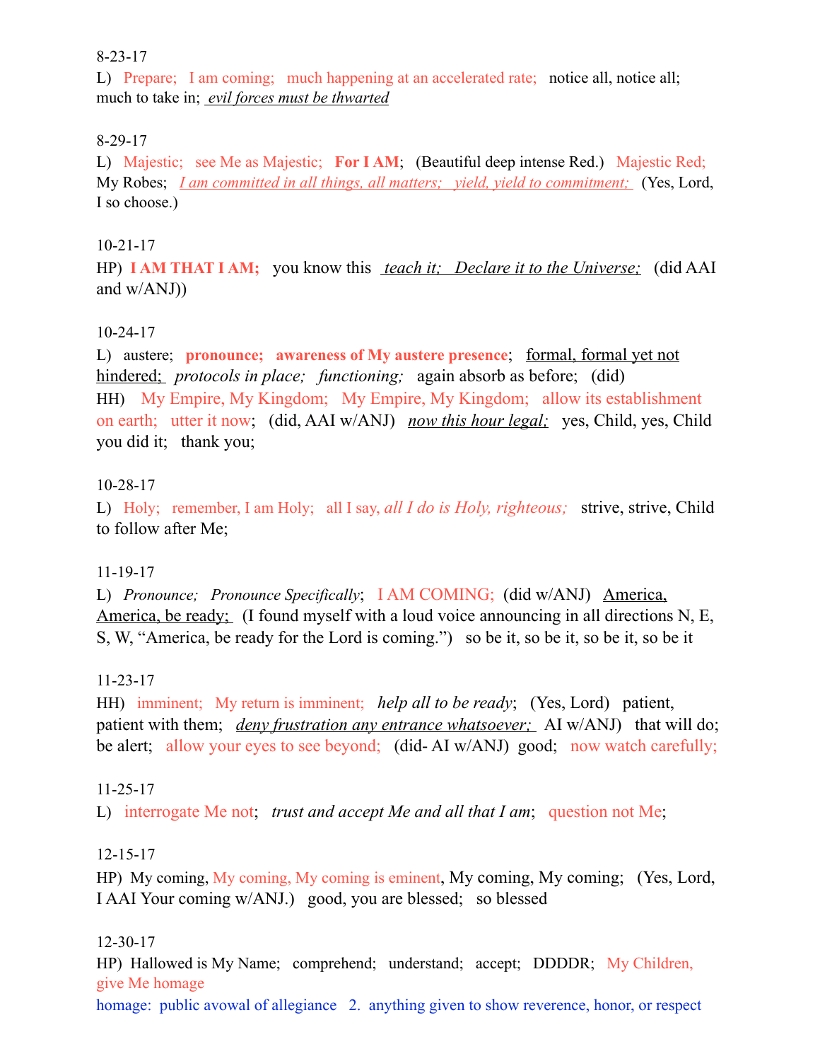8-23-17

L) Prepare; I am coming; much happening at an accelerated rate; notice all, notice all; much to take in; *evil forces must be thwarted*

8-29-17

L) Majestic; see Me as Majestic; **For I AM**; (Beautiful deep intense Red.) Majestic Red; My Robes; *I am committed in all things, all matters; yield, yield to commitment;* (Yes, Lord, I so choose.)

10-21-17

HP) **I AM THAT I AM;** you know this *teach it; Declare it to the Universe;* (did AAI and w/ANJ))

10-24-17

L) austere; **pronounce; awareness of My austere presence**; formal, formal yet not hindered; *protocols in place; functioning;* again absorb as before; (did)

HH) My Empire, My Kingdom; My Empire, My Kingdom; allow its establishment on earth; utter it now; (did, AAI w/ANJ) *now this hour legal;* yes, Child, yes, Child you did it; thank you;

10-28-17

L) Holy; remember, I am Holy; all I say, *all I do is Holy, righteous;* strive, strive, Child to follow after Me;

11-19-17

L) *Pronounce; Pronounce Specifically*; I AM COMING; (did w/ANJ) America, America, be ready; (I found myself with a loud voice announcing in all directions N, E, S, W, "America, be ready for the Lord is coming.") so be it, so be it, so be it, so be it

11-23-17

HH) imminent; My return is imminent; *help all to be ready*; (Yes, Lord) patient, patient with them; *deny frustration any entrance whatsoever;* AI w/ANJ) that will do; be alert; allow your eyes to see beyond; (did- AI w/ANJ) good; now watch carefully;

11-25-17

L) interrogate Me not; *trust and accept Me and all that I am*; question not Me;

12-15-17

HP) My coming, My coming, My coming is eminent, My coming, My coming; (Yes, Lord, I AAI Your coming w/ANJ.) good, you are blessed; so blessed

12-30-17

HP) Hallowed is My Name; comprehend; understand; accept; DDDDR; My Children, give Me homage

homage: public avowal of allegiance 2. anything given to show reverence, honor, or respect